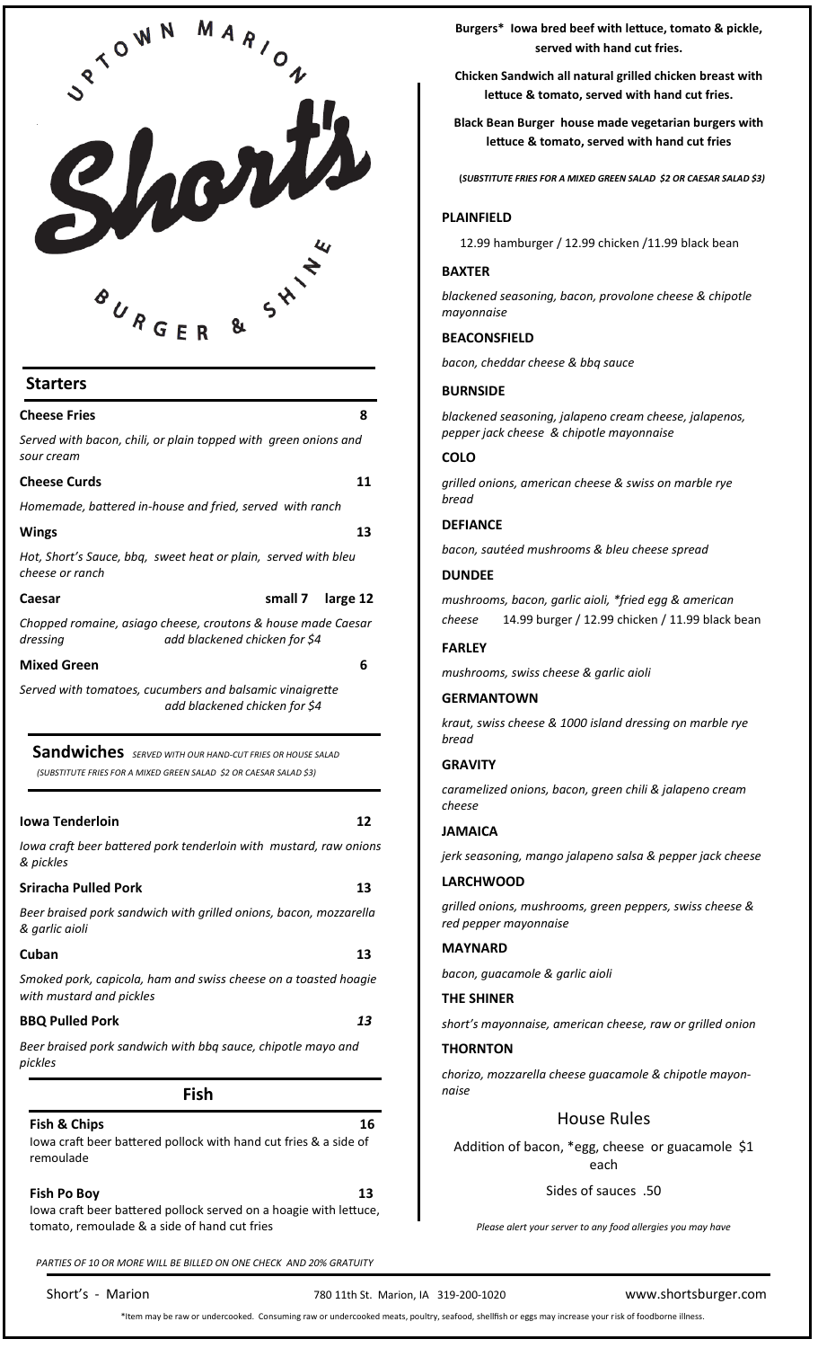# Uptown Marion Short's Burger & Shine

## Starters

**Cheese Fries** 8

*Served with bacon, chili, or plain topped with green onions and sour cream*

**Cheese Curds** 11

*Homemade, battered in-house and fried, served with ranch*

**Wings** 13

*Hot, Short's Sauce, bbq, sweet heat or plain, served with bleu cheese or ranch*

**Caesar** small 7 large 12

*Chopped romaine, asiago cheese, croutons & house made Caesar dressing* *add blackened chicken for $4*

**Mixed Green** 6

*Served with tomatoes, cucumbers and balsamic vinaigrette* *add blackened chicken for $4*

## Sandwiches *SERVED WITH OUR HAND-CUT FRIES OR HOUSE SALAD*

*(SUBSTITUTE FRIES FOR A MIXED GREEN SALAD $2 OR CAESAR SALAD $3)*

**Iowa Tenderloin** 12

*Iowa craft beer battered pork tenderloin with mustard, raw onions & pickles*

**Sriracha Pulled Pork** 13

*Beer braised pork sandwich with grilled onions, bacon, mozzarella & garlic aioli*

**Cuban** 13

*Smoked pork, capicola, ham and swiss cheese on a toasted hoagie with mustard and pickles*

**BBQ Pulled Pork** *13*

*Beer braised pork sandwich with bbq sauce, chipotle mayo and pickles*

## Fish

**Fish & Chips** 16

Iowa craft beer battered pollock with hand cut fries & a side of remoulade

**Fish Po Boy** 13

Iowa craft beer battered pollock served on a hoagie with lettuce, tomato, remoulade & a side of hand cut fries

*PARTIES OF 10 OR MORE WILL BE BILLED ON ONE CHECK AND 20% GRATUITY*

**Burgers* Iowa bred beef with lettuce, tomato & pickle, served with hand cut fries.**

**Chicken Sandwich all natural grilled chicken breast with lettuce & tomato, served with hand cut fries.**

**Black Bean Burger house made vegetarian burgers with lettuce & tomato, served with hand cut fries**

**(*SUBSTITUTE FRIES FOR A MIXED GREEN SALAD $2 OR CAESAR SALAD $3*)**

**PLAINFIELD**

12.99 hamburger / 12.99 chicken /11.99 black bean

**BAXTER**

*blackened seasoning, bacon, provolone cheese & chipotle mayonnaise*

**BEACONSFIELD**

*bacon, cheddar cheese & bbq sauce*

**BURNSIDE**

*blackened seasoning, jalapeno cream cheese, jalapenos, pepper jack cheese & chipotle mayonnaise*

**COLO**

*grilled onions, american cheese & swiss on marble rye bread*

**DEFIANCE**

*bacon, sautéed mushrooms & bleu cheese spread*

**DUNDEE**

*mushrooms, bacon, garlic aioli, *fried egg & american cheese* 14.99 burger / 12.99 chicken / 11.99 black bean

**FARLEY**

*mushrooms, swiss cheese & garlic aioli*

**GERMANTOWN**

*kraut, swiss cheese & 1000 island dressing on marble rye bread*

**GRAVITY**

*caramelized onions, bacon, green chili & jalapeno cream cheese*

**JAMAICA**

*jerk seasoning, mango jalapeno salsa & pepper jack cheese*

**LARCHWOOD**

*grilled onions, mushrooms, green peppers, swiss cheese & red pepper mayonnaise*

**MAYNARD**

*bacon, guacamole & garlic aioli*

**THE SHINER**

*short's mayonnaise, american cheese, raw or grilled onion*

**THORNTON**

*chorizo, mozzarella cheese guacamole & chipotle mayonnaise*

## House Rules

Addition of bacon, *egg, cheese or guacamole $1 each

Sides of sauces .50

*Please alert your server to any food allergies you may have*

Short's - Marion | 780 11th St. Marion, IA 319-200-1020 | www.shortsburger.com

*Item may be raw or undercooked. Consuming raw or undercooked meats, poultry, seafood, shellfish or eggs may increase your risk of foodborne illness.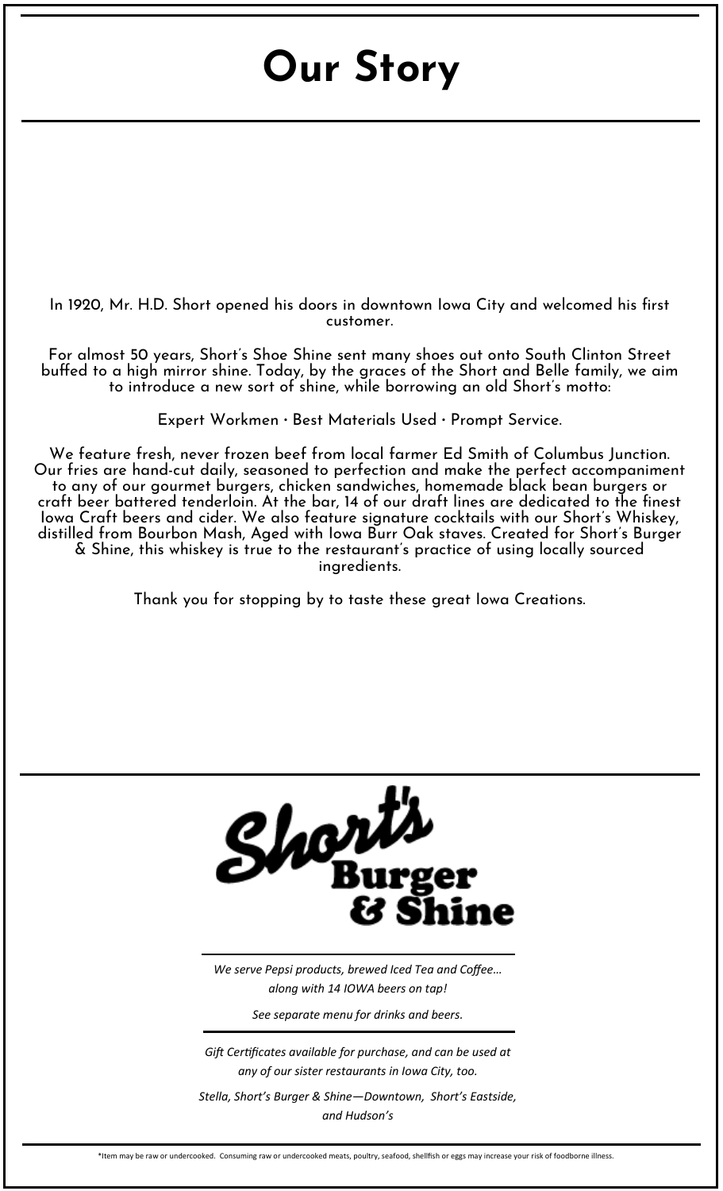# Our Story

In 1920, Mr. H.D. Short opened his doors in downtown Iowa City and welcomed his first customer.

For almost 50 years, Short's Shoe Shine sent many shoes out onto South Clinton Street buffed to a high mirror shine. Today, by the graces of the Short and Belle family, we aim to introduce a new sort of shine, while borrowing an old Short's motto:

Expert Workmen • Best Materials Used • Prompt Service.

We feature fresh, never frozen beef from local farmer Ed Smith of Columbus Junction. Our fries are hand-cut daily, seasoned to perfection and make the perfect accompaniment to any of our gourmet burgers, chicken sandwiches, homemade black bean burgers or craft beer battered tenderloin. At the bar, 14 of our draft lines are dedicated to the finest Iowa Craft beers and cider. We also feature signature cocktails with our Short's Whiskey, distilled from Bourbon Mash, Aged with Iowa Burr Oak staves. Created for Short's Burger & Shine, this whiskey is true to the restaurant's practice of using locally sourced ingredients.

Thank you for stopping by to taste these great Iowa Creations.

Short's Burger & Shine

*We serve Pepsi products, brewed Iced Tea and Coffee… along with 14 IOWA beers on tap!*

*See separate menu for drinks and beers.*

*Gift Certificates available for purchase, and can be used at any of our sister restaurants in Iowa City, too.*

*Stella, Short's Burger & Shine—Downtown, Short's Eastside, and Hudson's*

*Item may be raw or undercooked. Consuming raw or undercooked meats, poultry, seafood, shellfish or eggs may increase your risk of foodborne illness.